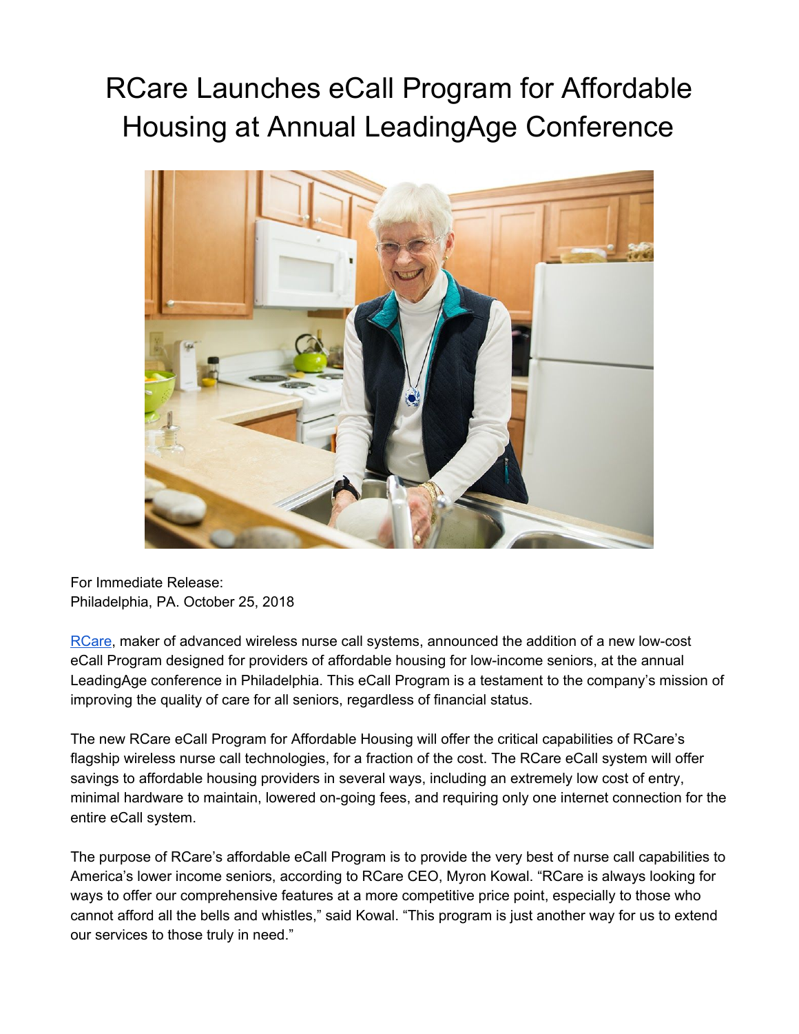# RCare Launches eCall Program for Affordable Housing at Annual LeadingAge Conference

For Immediate Release:
Philadelphia, PA. October 25, 2018

RCare, maker of advanced wireless nurse call systems, announced the addition of a new low-cost eCall Program designed for providers of affordable housing for low-income seniors, at the annual LeadingAge conference in Philadelphia. This eCall Program is a testament to the company's mission of improving the quality of care for all seniors, regardless of financial status.

The new RCare eCall Program for Affordable Housing will offer the critical capabilities of RCare's flagship wireless nurse call technologies, for a fraction of the cost. The RCare eCall system will offer savings to affordable housing providers in several ways, including an extremely low cost of entry, minimal hardware to maintain, lowered on-going fees, and requiring only one internet connection for the entire eCall system.

The purpose of RCare's affordable eCall Program is to provide the very best of nurse call capabilities to America's lower income seniors, according to RCare CEO, Myron Kowal. "RCare is always looking for ways to offer our comprehensive features at a more competitive price point, especially to those who cannot afford all the bells and whistles," said Kowal. "This program is just another way for us to extend our services to those truly in need."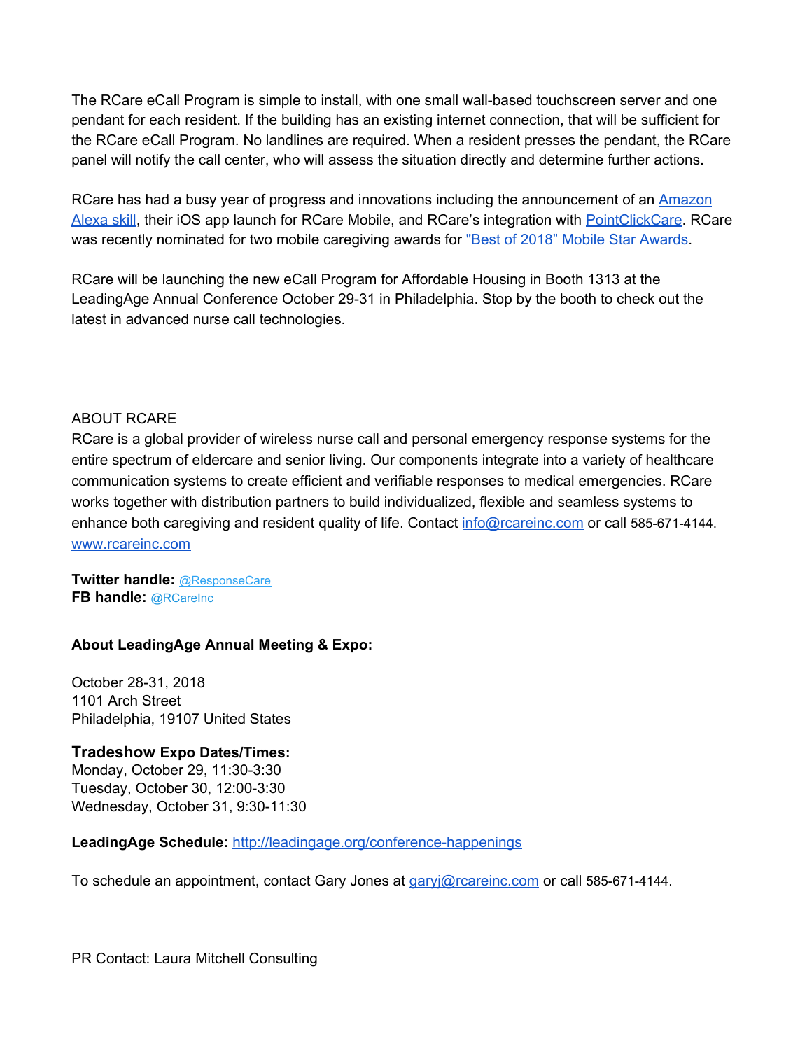The RCare eCall Program is simple to install, with one small wall-based touchscreen server and one pendant for each resident. If the building has an existing internet connection, that will be sufficient for the RCare eCall Program. No landlines are required. When a resident presses the pendant, the RCare panel will notify the call center, who will assess the situation directly and determine further actions.

RCare has had a busy year of progress and innovations including the announcement of an Amazon Alexa skill, their iOS app launch for RCare Mobile, and RCare's integration with PointClickCare. RCare was recently nominated for two mobile caregiving awards for "Best of 2018" Mobile Star Awards.

RCare will be launching the new eCall Program for Affordable Housing in Booth 1313 at the LeadingAge Annual Conference October 29-31 in Philadelphia. Stop by the booth to check out the latest in advanced nurse call technologies.

ABOUT RCARE

RCare is a global provider of wireless nurse call and personal emergency response systems for the entire spectrum of eldercare and senior living. Our components integrate into a variety of healthcare communication systems to create efficient and verifiable responses to medical emergencies. RCare works together with distribution partners to build individualized, flexible and seamless systems to enhance both caregiving and resident quality of life. Contact info@rcareinc.com or call 585-671-4144. www.rcareinc.com

**Twitter handle:** @ResponseCare
**FB handle:** @RCareInc

**About LeadingAge Annual Meeting & Expo:**

October 28-31, 2018
1101 Arch Street
Philadelphia, 19107 United States

**Tradeshow Expo Dates/Times:**
Monday, October 29, 11:30-3:30
Tuesday, October 30, 12:00-3:30
Wednesday, October 31, 9:30-11:30

**LeadingAge Schedule:** http://leadingage.org/conference-happenings

To schedule an appointment, contact Gary Jones at garyj@rcareinc.com or call 585-671-4144.

PR Contact: Laura Mitchell Consulting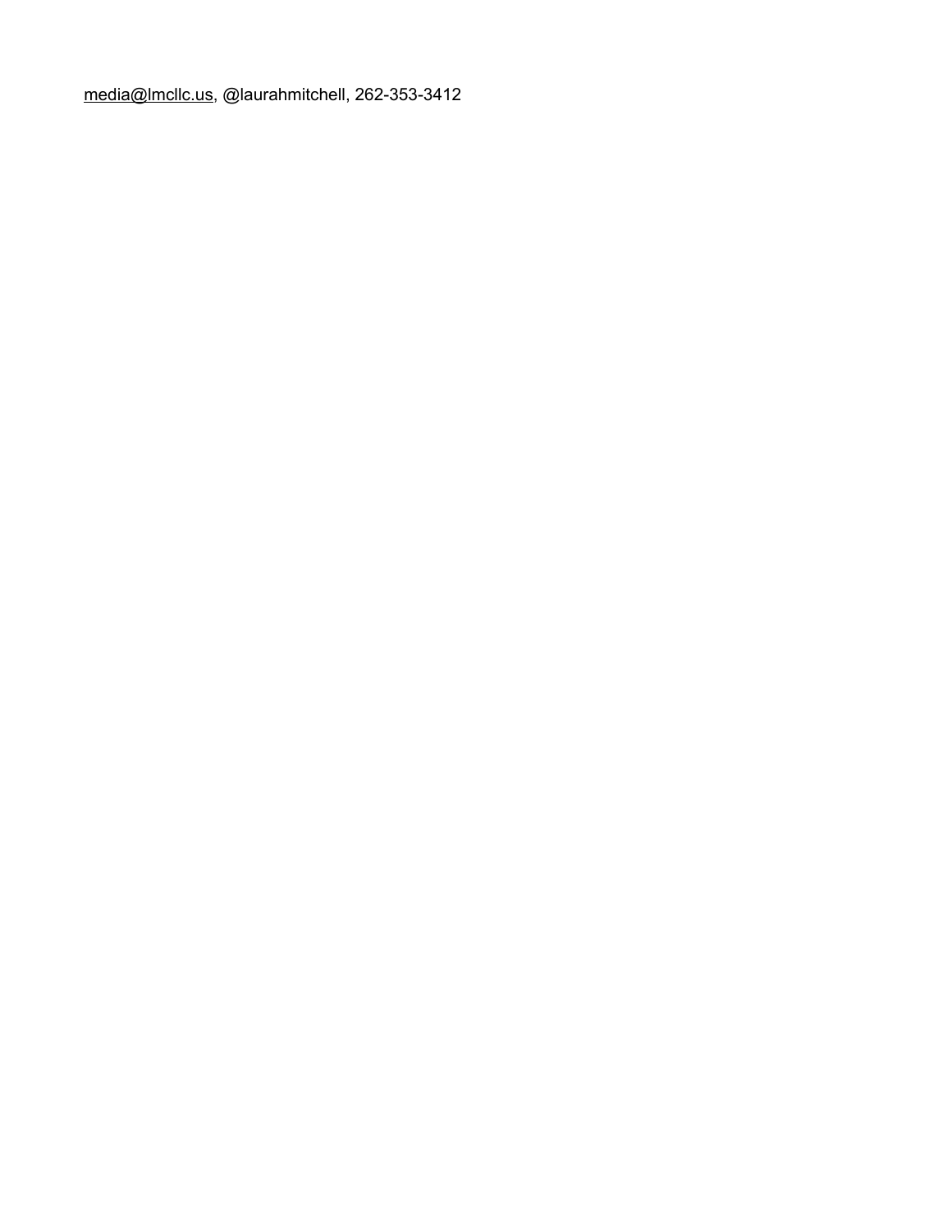media@lmcllc.us, @laurahmitchell, 262-353-3412